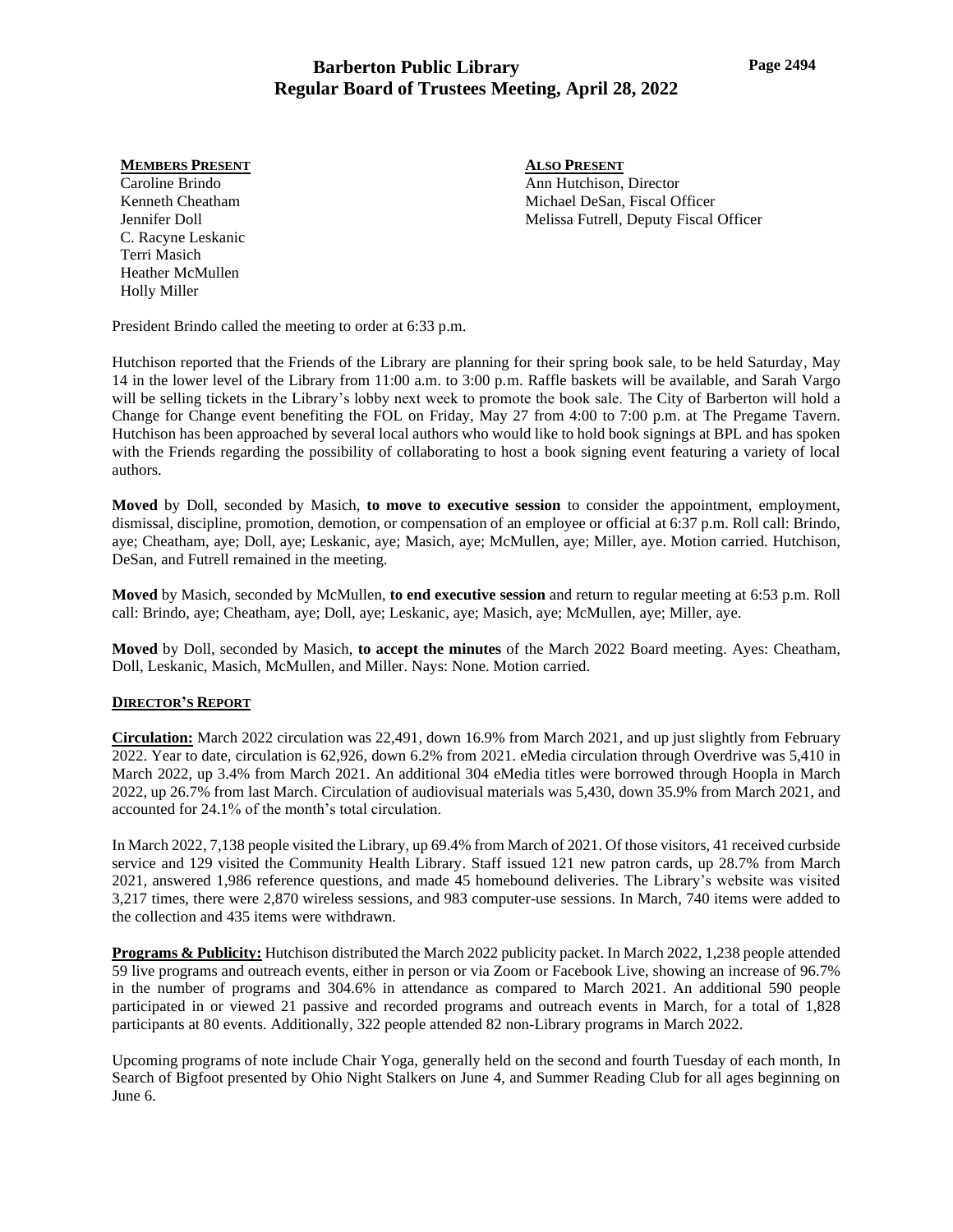# Barberton Public Library
## Regular Board of Trustees Meeting, April 28, 2022

**MEMBERS PRESENT**
Caroline Brindo
Kenneth Cheatham
Jennifer Doll
C. Racyne Leskanic
Terri Masich
Heather McMullen
Holly Miller

**ALSO PRESENT**
Ann Hutchison, Director
Michael DeSan, Fiscal Officer
Melissa Futrell, Deputy Fiscal Officer

President Brindo called the meeting to order at 6:33 p.m.

Hutchison reported that the Friends of the Library are planning for their spring book sale, to be held Saturday, May 14 in the lower level of the Library from 11:00 a.m. to 3:00 p.m. Raffle baskets will be available, and Sarah Vargo will be selling tickets in the Library's lobby next week to promote the book sale. The City of Barberton will hold a Change for Change event benefiting the FOL on Friday, May 27 from 4:00 to 7:00 p.m. at The Pregame Tavern. Hutchison has been approached by several local authors who would like to hold book signings at BPL and has spoken with the Friends regarding the possibility of collaborating to host a book signing event featuring a variety of local authors.

**Moved** by Doll, seconded by Masich, **to move to executive session** to consider the appointment, employment, dismissal, discipline, promotion, demotion, or compensation of an employee or official at 6:37 p.m. Roll call: Brindo, aye; Cheatham, aye; Doll, aye; Leskanic, aye; Masich, aye; McMullen, aye; Miller, aye. Motion carried. Hutchison, DeSan, and Futrell remained in the meeting.

**Moved** by Masich, seconded by McMullen, **to end executive session** and return to regular meeting at 6:53 p.m. Roll call: Brindo, aye; Cheatham, aye; Doll, aye; Leskanic, aye; Masich, aye; McMullen, aye; Miller, aye.

**Moved** by Doll, seconded by Masich, **to accept the minutes** of the March 2022 Board meeting. Ayes: Cheatham, Doll, Leskanic, Masich, McMullen, and Miller. Nays: None. Motion carried.

### DIRECTOR'S REPORT

**Circulation:** March 2022 circulation was 22,491, down 16.9% from March 2021, and up just slightly from February 2022. Year to date, circulation is 62,926, down 6.2% from 2021. eMedia circulation through Overdrive was 5,410 in March 2022, up 3.4% from March 2021. An additional 304 eMedia titles were borrowed through Hoopla in March 2022, up 26.7% from last March. Circulation of audiovisual materials was 5,430, down 35.9% from March 2021, and accounted for 24.1% of the month's total circulation.

In March 2022, 7,138 people visited the Library, up 69.4% from March of 2021. Of those visitors, 41 received curbside service and 129 visited the Community Health Library. Staff issued 121 new patron cards, up 28.7% from March 2021, answered 1,986 reference questions, and made 45 homebound deliveries. The Library's website was visited 3,217 times, there were 2,870 wireless sessions, and 983 computer-use sessions. In March, 740 items were added to the collection and 435 items were withdrawn.

**Programs & Publicity:** Hutchison distributed the March 2022 publicity packet. In March 2022, 1,238 people attended 59 live programs and outreach events, either in person or via Zoom or Facebook Live, showing an increase of 96.7% in the number of programs and 304.6% in attendance as compared to March 2021. An additional 590 people participated in or viewed 21 passive and recorded programs and outreach events in March, for a total of 1,828 participants at 80 events. Additionally, 322 people attended 82 non-Library programs in March 2022.

Upcoming programs of note include Chair Yoga, generally held on the second and fourth Tuesday of each month, In Search of Bigfoot presented by Ohio Night Stalkers on June 4, and Summer Reading Club for all ages beginning on June 6.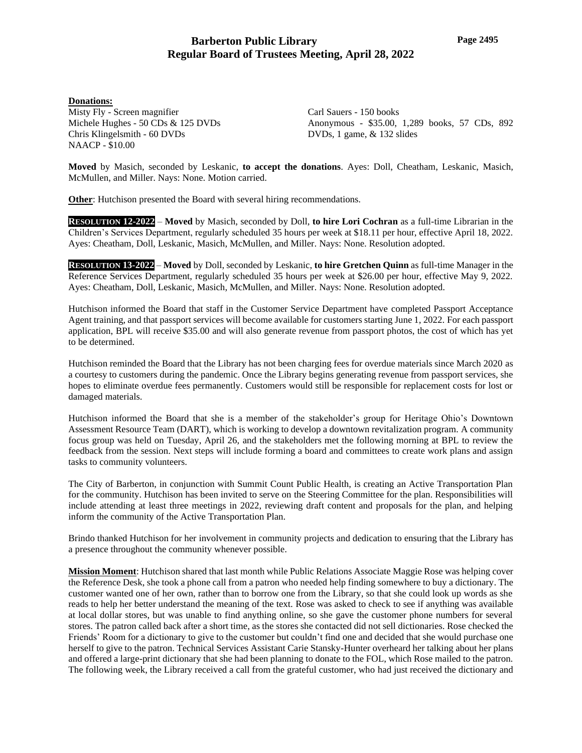**Donations:**

Misty Fly - Screen magnifier
Michele Hughes - 50 CDs & 125 DVDs
Chris Klingelsmith - 60 DVDs
NAACP - $10.00
Carl Sauers - 150 books
Anonymous - $35.00, 1,289 books, 57 CDs, 892 DVDs, 1 game, & 132 slides

**Moved** by Masich, seconded by Leskanic, **to accept the donations**. Ayes: Doll, Cheatham, Leskanic, Masich, McMullen, and Miller. Nays: None. Motion carried.

**Other**: Hutchison presented the Board with several hiring recommendations.

**RESOLUTION 12-2022** – **Moved** by Masich, seconded by Doll, **to hire Lori Cochran** as a full-time Librarian in the Children's Services Department, regularly scheduled 35 hours per week at $18.11 per hour, effective April 18, 2022. Ayes: Cheatham, Doll, Leskanic, Masich, McMullen, and Miller. Nays: None. Resolution adopted.

**RESOLUTION 13-2022** – **Moved** by Doll, seconded by Leskanic, **to hire Gretchen Quinn** as full-time Manager in the Reference Services Department, regularly scheduled 35 hours per week at $26.00 per hour, effective May 9, 2022. Ayes: Cheatham, Doll, Leskanic, Masich, McMullen, and Miller. Nays: None. Resolution adopted.

Hutchison informed the Board that staff in the Customer Service Department have completed Passport Acceptance Agent training, and that passport services will become available for customers starting June 1, 2022. For each passport application, BPL will receive $35.00 and will also generate revenue from passport photos, the cost of which has yet to be determined.

Hutchison reminded the Board that the Library has not been charging fees for overdue materials since March 2020 as a courtesy to customers during the pandemic. Once the Library begins generating revenue from passport services, she hopes to eliminate overdue fees permanently. Customers would still be responsible for replacement costs for lost or damaged materials.

Hutchison informed the Board that she is a member of the stakeholder's group for Heritage Ohio's Downtown Assessment Resource Team (DART), which is working to develop a downtown revitalization program. A community focus group was held on Tuesday, April 26, and the stakeholders met the following morning at BPL to review the feedback from the session. Next steps will include forming a board and committees to create work plans and assign tasks to community volunteers.

The City of Barberton, in conjunction with Summit Count Public Health, is creating an Active Transportation Plan for the community. Hutchison has been invited to serve on the Steering Committee for the plan. Responsibilities will include attending at least three meetings in 2022, reviewing draft content and proposals for the plan, and helping inform the community of the Active Transportation Plan.

Brindo thanked Hutchison for her involvement in community projects and dedication to ensuring that the Library has a presence throughout the community whenever possible.

**Mission Moment**: Hutchison shared that last month while Public Relations Associate Maggie Rose was helping cover the Reference Desk, she took a phone call from a patron who needed help finding somewhere to buy a dictionary. The customer wanted one of her own, rather than to borrow one from the Library, so that she could look up words as she reads to help her better understand the meaning of the text. Rose was asked to check to see if anything was available at local dollar stores, but was unable to find anything online, so she gave the customer phone numbers for several stores. The patron called back after a short time, as the stores she contacted did not sell dictionaries. Rose checked the Friends' Room for a dictionary to give to the customer but couldn't find one and decided that she would purchase one herself to give to the patron. Technical Services Assistant Carie Stansky-Hunter overheard her talking about her plans and offered a large-print dictionary that she had been planning to donate to the FOL, which Rose mailed to the patron. The following week, the Library received a call from the grateful customer, who had just received the dictionary and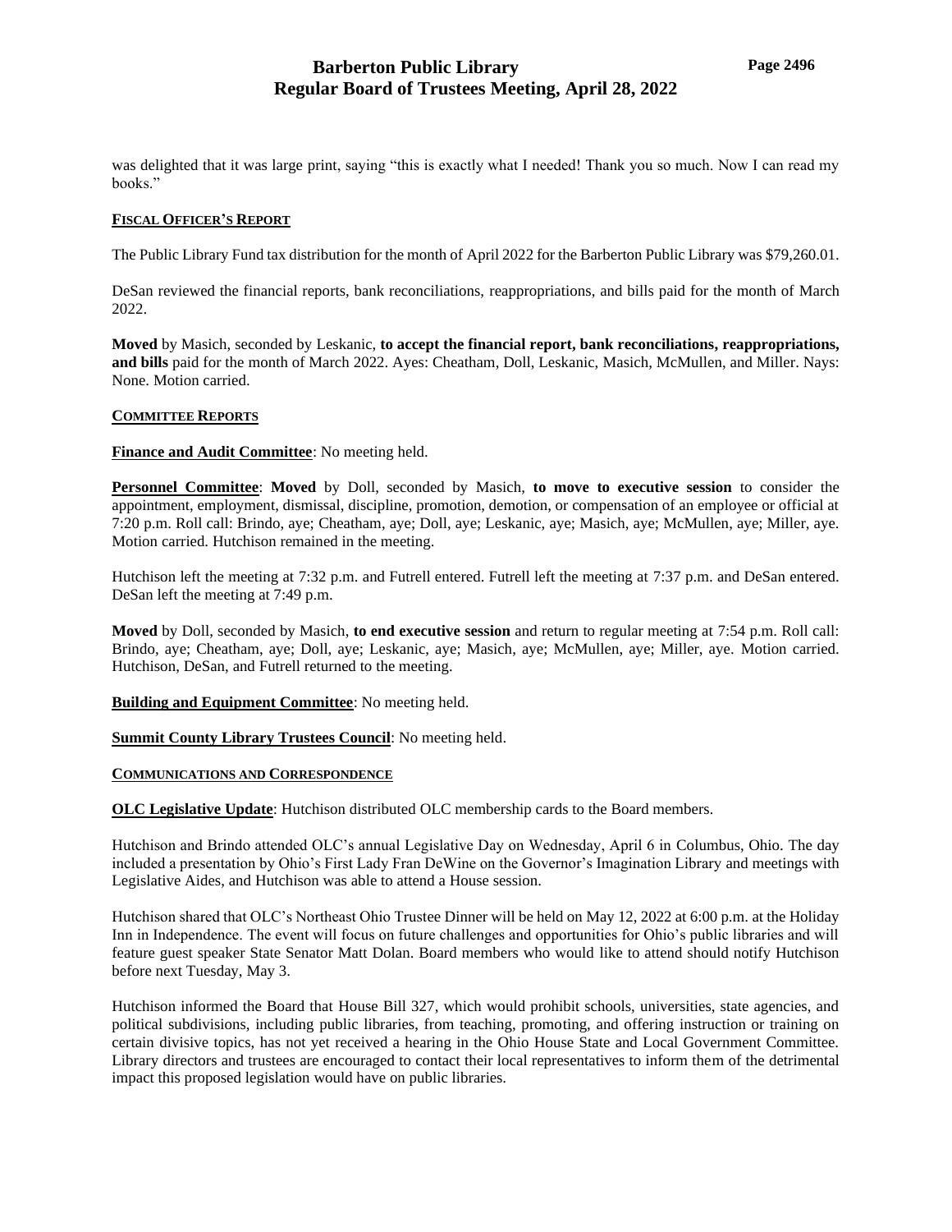was delighted that it was large print, saying "this is exactly what I needed! Thank you so much. Now I can read my books."

**FISCAL OFFICER'S REPORT**

The Public Library Fund tax distribution for the month of April 2022 for the Barberton Public Library was $79,260.01.

DeSan reviewed the financial reports, bank reconciliations, reappropriations, and bills paid for the month of March 2022.

**Moved** by Masich, seconded by Leskanic, **to accept the financial report, bank reconciliations, reappropriations, and bills** paid for the month of March 2022. Ayes: Cheatham, Doll, Leskanic, Masich, McMullen, and Miller. Nays: None. Motion carried.

**COMMITTEE REPORTS**

**Finance and Audit Committee**: No meeting held.

**Personnel Committee**: **Moved** by Doll, seconded by Masich, **to move to executive session** to consider the appointment, employment, dismissal, discipline, promotion, demotion, or compensation of an employee or official at 7:20 p.m. Roll call: Brindo, aye; Cheatham, aye; Doll, aye; Leskanic, aye; Masich, aye; McMullen, aye; Miller, aye. Motion carried. Hutchison remained in the meeting.

Hutchison left the meeting at 7:32 p.m. and Futrell entered. Futrell left the meeting at 7:37 p.m. and DeSan entered. DeSan left the meeting at 7:49 p.m.

**Moved** by Doll, seconded by Masich, **to end executive session** and return to regular meeting at 7:54 p.m. Roll call: Brindo, aye; Cheatham, aye; Doll, aye; Leskanic, aye; Masich, aye; McMullen, aye; Miller, aye. Motion carried. Hutchison, DeSan, and Futrell returned to the meeting.

**Building and Equipment Committee**: No meeting held.

**Summit County Library Trustees Council**: No meeting held.

**COMMUNICATIONS AND CORRESPONDENCE**

**OLC Legislative Update**: Hutchison distributed OLC membership cards to the Board members.

Hutchison and Brindo attended OLC's annual Legislative Day on Wednesday, April 6 in Columbus, Ohio. The day included a presentation by Ohio's First Lady Fran DeWine on the Governor's Imagination Library and meetings with Legislative Aides, and Hutchison was able to attend a House session.

Hutchison shared that OLC's Northeast Ohio Trustee Dinner will be held on May 12, 2022 at 6:00 p.m. at the Holiday Inn in Independence. The event will focus on future challenges and opportunities for Ohio's public libraries and will feature guest speaker State Senator Matt Dolan. Board members who would like to attend should notify Hutchison before next Tuesday, May 3.

Hutchison informed the Board that House Bill 327, which would prohibit schools, universities, state agencies, and political subdivisions, including public libraries, from teaching, promoting, and offering instruction or training on certain divisive topics, has not yet received a hearing in the Ohio House State and Local Government Committee. Library directors and trustees are encouraged to contact their local representatives to inform them of the detrimental impact this proposed legislation would have on public libraries.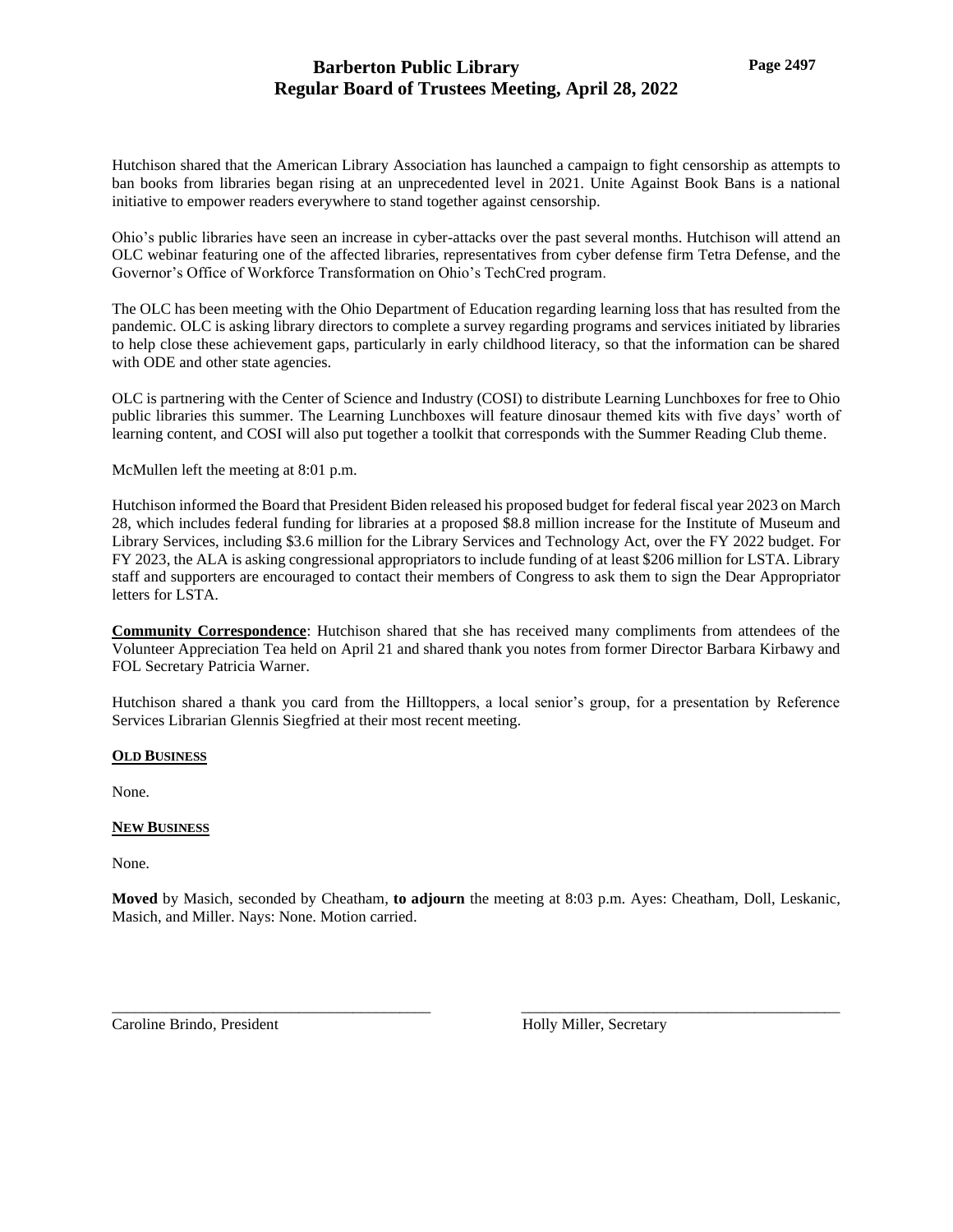Hutchison shared that the American Library Association has launched a campaign to fight censorship as attempts to ban books from libraries began rising at an unprecedented level in 2021. Unite Against Book Bans is a national initiative to empower readers everywhere to stand together against censorship.

Ohio's public libraries have seen an increase in cyber-attacks over the past several months. Hutchison will attend an OLC webinar featuring one of the affected libraries, representatives from cyber defense firm Tetra Defense, and the Governor's Office of Workforce Transformation on Ohio's TechCred program.

The OLC has been meeting with the Ohio Department of Education regarding learning loss that has resulted from the pandemic. OLC is asking library directors to complete a survey regarding programs and services initiated by libraries to help close these achievement gaps, particularly in early childhood literacy, so that the information can be shared with ODE and other state agencies.

OLC is partnering with the Center of Science and Industry (COSI) to distribute Learning Lunchboxes for free to Ohio public libraries this summer. The Learning Lunchboxes will feature dinosaur themed kits with five days' worth of learning content, and COSI will also put together a toolkit that corresponds with the Summer Reading Club theme.

McMullen left the meeting at 8:01 p.m.

Hutchison informed the Board that President Biden released his proposed budget for federal fiscal year 2023 on March 28, which includes federal funding for libraries at a proposed $8.8 million increase for the Institute of Museum and Library Services, including $3.6 million for the Library Services and Technology Act, over the FY 2022 budget. For FY 2023, the ALA is asking congressional appropriators to include funding of at least $206 million for LSTA. Library staff and supporters are encouraged to contact their members of Congress to ask them to sign the Dear Appropriator letters for LSTA.

**Community Correspondence**: Hutchison shared that she has received many compliments from attendees of the Volunteer Appreciation Tea held on April 21 and shared thank you notes from former Director Barbara Kirbawy and FOL Secretary Patricia Warner.

Hutchison shared a thank you card from the Hilltoppers, a local senior's group, for a presentation by Reference Services Librarian Glennis Siegfried at their most recent meeting.

## OLD BUSINESS

None.

## NEW BUSINESS

None.

**Moved** by Masich, seconded by Cheatham, **to adjourn** the meeting at 8:03 p.m. Ayes: Cheatham, Doll, Leskanic, Masich, and Miller. Nays: None. Motion carried.

\_\_\_\_\_\_\_\_\_\_\_\_\_\_\_\_\_\_\_\_\_\_\_\_\_\_\_\_\_\_\_\_\_\_\_\_\_\_\_\_
Caroline Brindo, President

\_\_\_\_\_\_\_\_\_\_\_\_\_\_\_\_\_\_\_\_\_\_\_\_\_\_\_\_\_\_\_\_\_\_\_\_\_\_\_\_
Holly Miller, Secretary